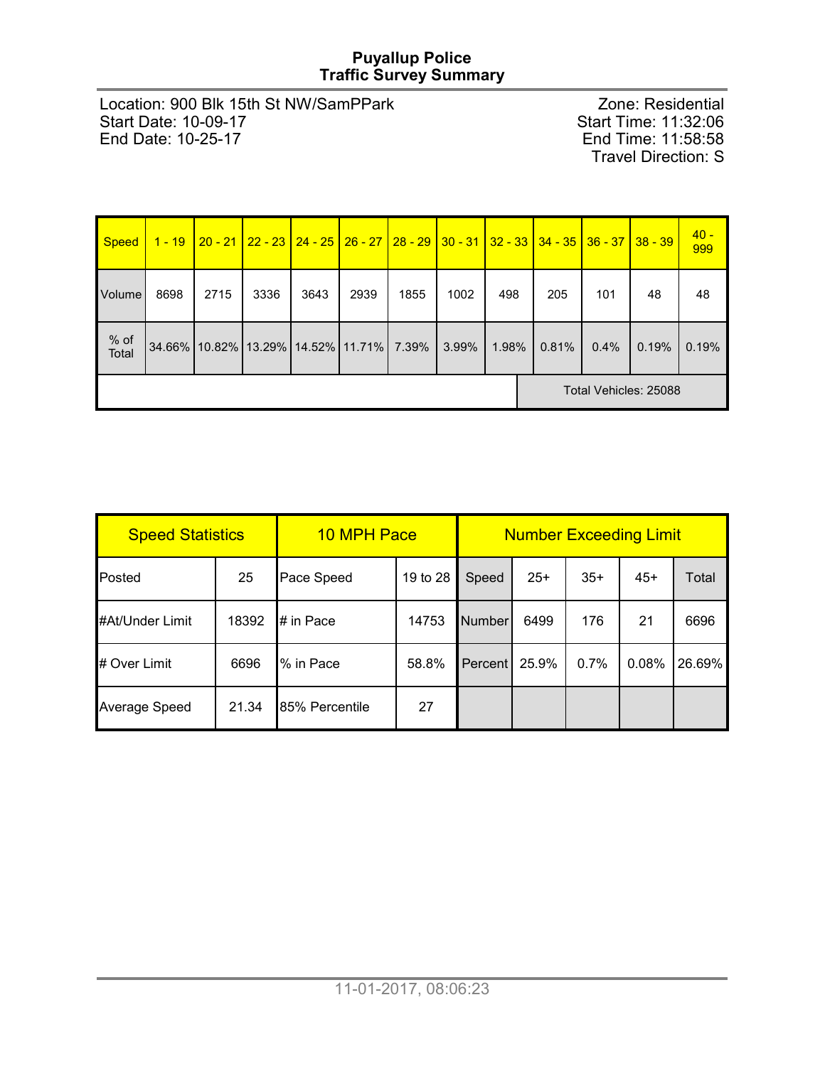# Puyallup Police
## Traffic Survey Summary

Location: 900 Blk 15th St NW/SamPPark
Start Date: 10-09-17
End Date: 10-25-17

Zone: Residential
Start Time: 11:32:06
End Time: 11:58:58
Travel Direction: S

| Speed | 1 - 19 | 20 - 21 | 22 - 23 | 24 - 25 | 26 - 27 | 28 - 29 | 30 - 31 | 32 - 33 | 34 - 35 | 36 - 37 | 38 - 39 | 40 - 999 |
|---|---|---|---|---|---|---|---|---|---|---|---|---|
| Volume | 8698 | 2715 | 3336 | 3643 | 2939 | 1855 | 1002 | 498 | 205 | 101 | 48 | 48 |
| % of Total | 34.66% | 10.82% | 13.29% | 14.52% | 11.71% | 7.39% | 3.99% | 1.98% | 0.81% | 0.4% | 0.19% | 0.19% |
| | | | | | | | | | Total Vehicles: 25088 | | | |

| Speed Statistics | | 10 MPH Pace | | Number Exceeding Limit | | | | |
|---|---|---|---|---|---|---|---|---|
| Posted | 25 | Pace Speed | 19 to 28 | Speed | 25+ | 35+ | 45+ | Total |
| #At/Under Limit | 18392 | # in Pace | 14753 | Number | 6499 | 176 | 21 | 6696 |
| # Over Limit | 6696 | % in Pace | 58.8% | Percent | 25.9% | 0.7% | 0.08% | 26.69% |
| Average Speed | 21.34 | 85% Percentile | 27 | | | | | |

11-01-2017, 08:06:23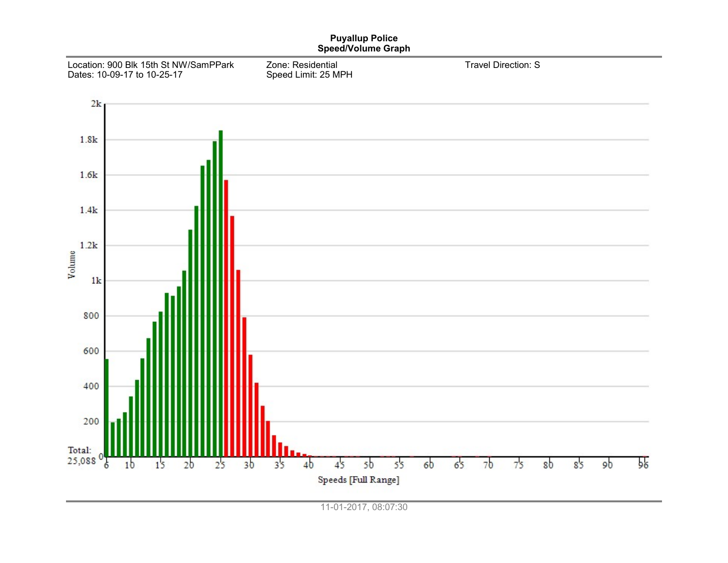**Puyallup Police**
**Speed/Volume Graph**

Location: 900 Blk 15th St NW/SamPPark
Dates: 10-09-17 to 10-25-17

Zone: Residential
Speed Limit: 25 MPH

Travel Direction: S

Volume

2k
1.8k
1.6k
1.4k
1.2k
1k
800
600
400
200
0

Total:
25,088

6 10 15 20 25 30 35 40 45 50 55 60 65 70 75 80 85 90 96

Speeds [Full Range]

11-01-2017, 08:07:30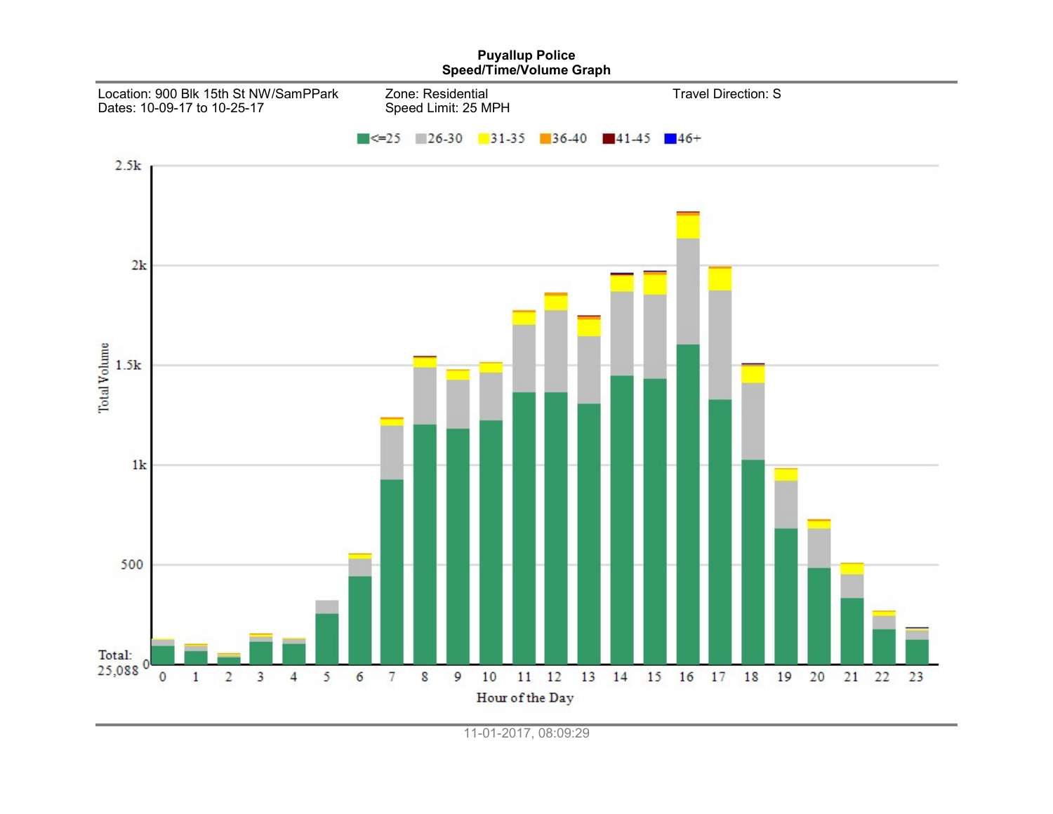# Puyallup Police
## Speed/Time/Volume Graph

Location: 900 Blk 15th St NW/SamPPark
Dates: 10-09-17 to 10-25-17

Zone: Residential
Speed Limit: 25 MPH

Travel Direction: S

<=25 | 26-30 | 31-35 | 36-40 | 41-45 | 46+

Total Volume

Hour of the Day

Total: 25,088

11-01-2017, 08:09:29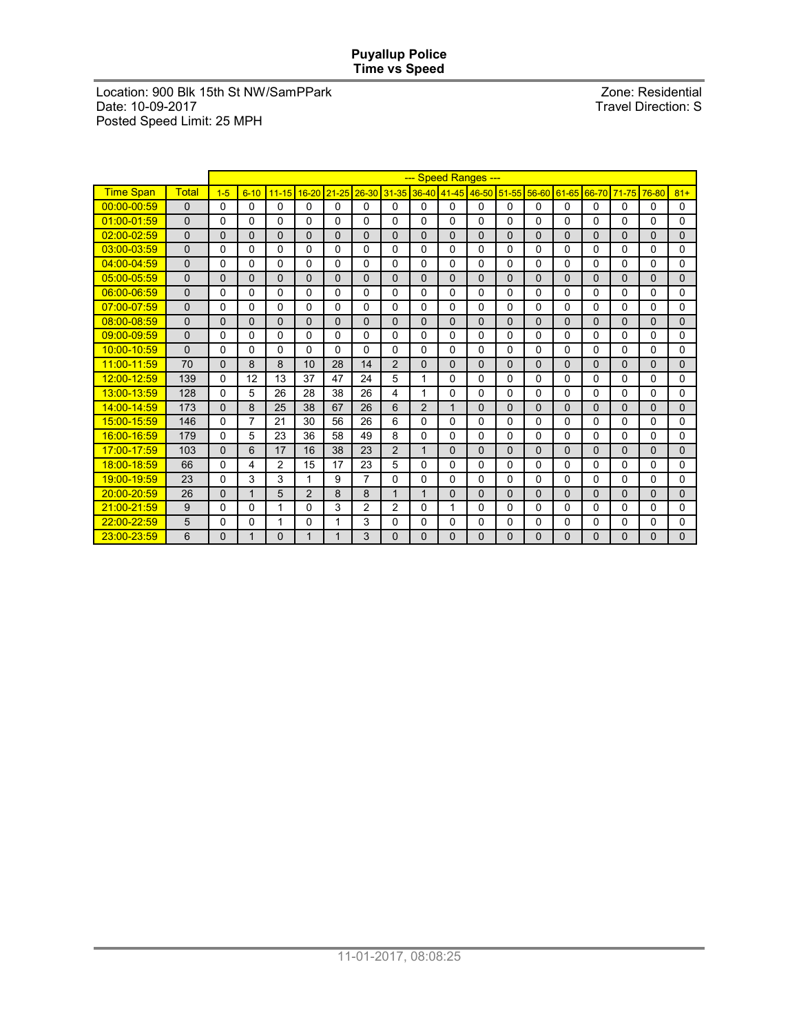**Puyallup Police**
**Time vs Speed**

Location: 900 Blk 15th St NW/SamPPark
Date: 10-09-2017
Posted Speed Limit: 25 MPH

Zone: Residential
Travel Direction: S

| | | --- Speed Ranges --- | | | | | | | | | | | | | | | | |
|---|---|---|---|---|---|---|---|---|---|---|---|---|---|---|---|---|---|---|
| Time Span | Total | 1-5 | 6-10 | 11-15 | 16-20 | 21-25 | 26-30 | 31-35 | 36-40 | 41-45 | 46-50 | 51-55 | 56-60 | 61-65 | 66-70 | 71-75 | 76-80 | 81+ |
| 00:00-00:59 | 0 | 0 | 0 | 0 | 0 | 0 | 0 | 0 | 0 | 0 | 0 | 0 | 0 | 0 | 0 | 0 | 0 | 0 |
| 01:00-01:59 | 0 | 0 | 0 | 0 | 0 | 0 | 0 | 0 | 0 | 0 | 0 | 0 | 0 | 0 | 0 | 0 | 0 | 0 |
| 02:00-02:59 | 0 | 0 | 0 | 0 | 0 | 0 | 0 | 0 | 0 | 0 | 0 | 0 | 0 | 0 | 0 | 0 | 0 | 0 |
| 03:00-03:59 | 0 | 0 | 0 | 0 | 0 | 0 | 0 | 0 | 0 | 0 | 0 | 0 | 0 | 0 | 0 | 0 | 0 | 0 |
| 04:00-04:59 | 0 | 0 | 0 | 0 | 0 | 0 | 0 | 0 | 0 | 0 | 0 | 0 | 0 | 0 | 0 | 0 | 0 | 0 |
| 05:00-05:59 | 0 | 0 | 0 | 0 | 0 | 0 | 0 | 0 | 0 | 0 | 0 | 0 | 0 | 0 | 0 | 0 | 0 | 0 |
| 06:00-06:59 | 0 | 0 | 0 | 0 | 0 | 0 | 0 | 0 | 0 | 0 | 0 | 0 | 0 | 0 | 0 | 0 | 0 | 0 |
| 07:00-07:59 | 0 | 0 | 0 | 0 | 0 | 0 | 0 | 0 | 0 | 0 | 0 | 0 | 0 | 0 | 0 | 0 | 0 | 0 |
| 08:00-08:59 | 0 | 0 | 0 | 0 | 0 | 0 | 0 | 0 | 0 | 0 | 0 | 0 | 0 | 0 | 0 | 0 | 0 | 0 |
| 09:00-09:59 | 0 | 0 | 0 | 0 | 0 | 0 | 0 | 0 | 0 | 0 | 0 | 0 | 0 | 0 | 0 | 0 | 0 | 0 |
| 10:00-10:59 | 0 | 0 | 0 | 0 | 0 | 0 | 0 | 0 | 0 | 0 | 0 | 0 | 0 | 0 | 0 | 0 | 0 | 0 |
| 11:00-11:59 | 70 | 0 | 8 | 8 | 10 | 28 | 14 | 2 | 0 | 0 | 0 | 0 | 0 | 0 | 0 | 0 | 0 | 0 |
| 12:00-12:59 | 139 | 0 | 12 | 13 | 37 | 47 | 24 | 5 | 1 | 0 | 0 | 0 | 0 | 0 | 0 | 0 | 0 | 0 |
| 13:00-13:59 | 128 | 0 | 5 | 26 | 28 | 38 | 26 | 4 | 1 | 0 | 0 | 0 | 0 | 0 | 0 | 0 | 0 | 0 |
| 14:00-14:59 | 173 | 0 | 8 | 25 | 38 | 67 | 26 | 6 | 2 | 1 | 0 | 0 | 0 | 0 | 0 | 0 | 0 | 0 |
| 15:00-15:59 | 146 | 0 | 7 | 21 | 30 | 56 | 26 | 6 | 0 | 0 | 0 | 0 | 0 | 0 | 0 | 0 | 0 | 0 |
| 16:00-16:59 | 179 | 0 | 5 | 23 | 36 | 58 | 49 | 8 | 0 | 0 | 0 | 0 | 0 | 0 | 0 | 0 | 0 | 0 |
| 17:00-17:59 | 103 | 0 | 6 | 17 | 16 | 38 | 23 | 2 | 1 | 0 | 0 | 0 | 0 | 0 | 0 | 0 | 0 | 0 |
| 18:00-18:59 | 66 | 0 | 4 | 2 | 15 | 17 | 23 | 5 | 0 | 0 | 0 | 0 | 0 | 0 | 0 | 0 | 0 | 0 |
| 19:00-19:59 | 23 | 0 | 3 | 3 | 1 | 9 | 7 | 0 | 0 | 0 | 0 | 0 | 0 | 0 | 0 | 0 | 0 | 0 |
| 20:00-20:59 | 26 | 0 | 1 | 5 | 2 | 8 | 8 | 1 | 1 | 0 | 0 | 0 | 0 | 0 | 0 | 0 | 0 | 0 |
| 21:00-21:59 | 9 | 0 | 0 | 1 | 0 | 3 | 2 | 2 | 0 | 1 | 0 | 0 | 0 | 0 | 0 | 0 | 0 | 0 |
| 22:00-22:59 | 5 | 0 | 0 | 1 | 0 | 1 | 3 | 0 | 0 | 0 | 0 | 0 | 0 | 0 | 0 | 0 | 0 | 0 |
| 23:00-23:59 | 6 | 0 | 1 | 0 | 1 | 1 | 3 | 0 | 0 | 0 | 0 | 0 | 0 | 0 | 0 | 0 | 0 | 0 |

11-01-2017, 08:08:25